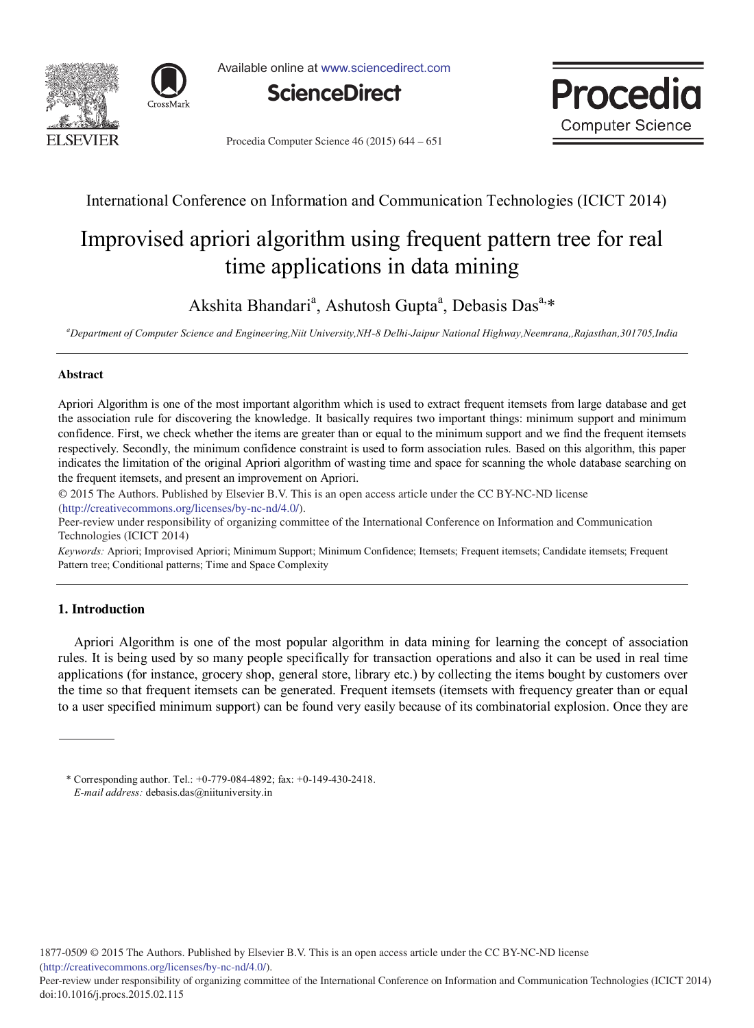International Conference on Information and Communication Technologies (ICICT 2014)

# Improvised apriori algorithm using frequent pattern tree for real time applications in data mining

Akshita Bhandari[a], Ashutosh Gupta[a], Debasis Das[a,]*

[a]*Department of Computer Science and Engineering,Niit University,NH-8 Delhi-Jaipur National Highway,Neemrana,,Rajasthan,301705,India*

## Abstract

Apriori Algorithm is one of the most important algorithm which is used to extract frequent itemsets from large database and get the association rule for discovering the knowledge. It basically requires two important things: minimum support and minimum confidence. First, we check whether the items are greater than or equal to the minimum support and we find the frequent itemsets respectively. Secondly, the minimum confidence constraint is used to form association rules. Based on this algorithm, this paper indicates the limitation of the original Apriori algorithm of wasting time and space for scanning the whole database searching on the frequent itemsets, and present an improvement on Apriori.

© 2015 The Authors. Published by Elsevier B.V. This is an open access article under the CC BY-NC-ND license (http://creativecommons.org/licenses/by-nc-nd/4.0/).

Peer-review under responsibility of organizing committee of the International Conference on Information and Communication Technologies (ICICT 2014)

*Keywords:* Apriori; Improvised Apriori; Minimum Support; Minimum Confidence; Itemsets; Frequent itemsets; Candidate itemsets; Frequent Pattern tree; Conditional patterns; Time and Space Complexity

## 1. Introduction

Apriori Algorithm is one of the most popular algorithm in data mining for learning the concept of association rules. It is being used by so many people specifically for transaction operations and also it can be used in real time applications (for instance, grocery shop, general store, library etc.) by collecting the items bought by customers over the time so that frequent itemsets can be generated. Frequent itemsets (itemsets with frequency greater than or equal to a user specified minimum support) can be found very easily because of its combinatorial explosion. Once they are

* Corresponding author. Tel.: +0-779-084-4892; fax: +0-149-430-2418.
*E-mail address:* debasis.das@niituniversity.in

1877-0509 © 2015 The Authors. Published by Elsevier B.V. This is an open access article under the CC BY-NC-ND license (http://creativecommons.org/licenses/by-nc-nd/4.0/).
Peer-review under responsibility of organizing committee of the International Conference on Information and Communication Technologies (ICICT 2014)
doi:10.1016/j.procs.2015.02.115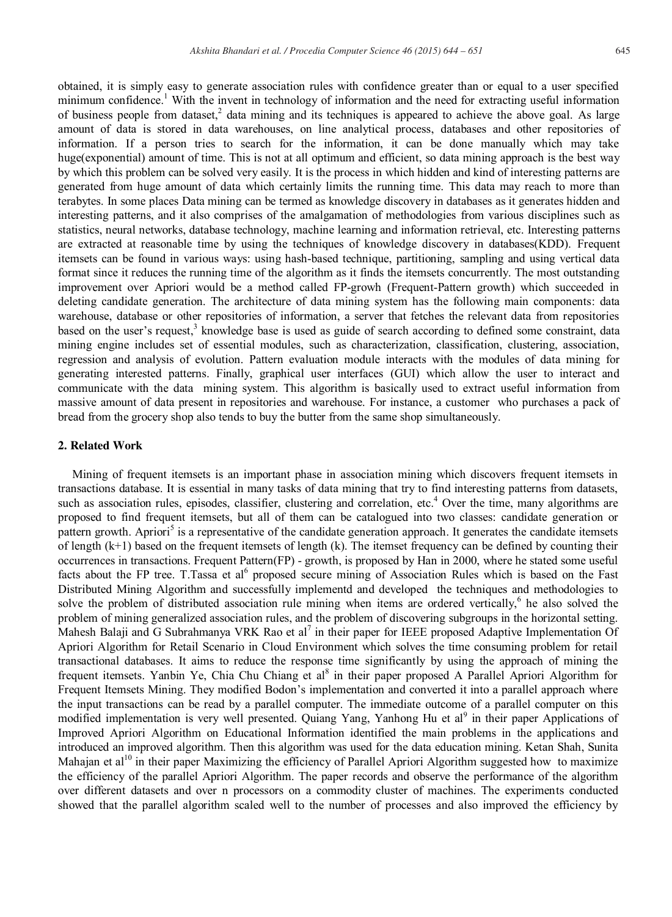obtained, it is simply easy to generate association rules with confidence greater than or equal to a user specified minimum confidence.[1] With the invent in technology of information and the need for extracting useful information of business people from dataset,[2] data mining and its techniques is appeared to achieve the above goal. As large amount of data is stored in data warehouses, on line analytical process, databases and other repositories of information. If a person tries to search for the information, it can be done manually which may take huge(exponential) amount of time. This is not at all optimum and efficient, so data mining approach is the best way by which this problem can be solved very easily. It is the process in which hidden and kind of interesting patterns are generated from huge amount of data which certainly limits the running time. This data may reach to more than terabytes. In some places Data mining can be termed as knowledge discovery in databases as it generates hidden and interesting patterns, and it also comprises of the amalgamation of methodologies from various disciplines such as statistics, neural networks, database technology, machine learning and information retrieval, etc. Interesting patterns are extracted at reasonable time by using the techniques of knowledge discovery in databases(KDD). Frequent itemsets can be found in various ways: using hash-based technique, partitioning, sampling and using vertical data format since it reduces the running time of the algorithm as it finds the itemsets concurrently. The most outstanding improvement over Apriori would be a method called FP-growh (Frequent-Pattern growth) which succeeded in deleting candidate generation. The architecture of data mining system has the following main components: data warehouse, database or other repositories of information, a server that fetches the relevant data from repositories based on the user's request,[3] knowledge base is used as guide of search according to defined some constraint, data mining engine includes set of essential modules, such as characterization, classification, clustering, association, regression and analysis of evolution. Pattern evaluation module interacts with the modules of data mining for generating interested patterns. Finally, graphical user interfaces (GUI) which allow the user to interact and communicate with the data mining system. This algorithm is basically used to extract useful information from massive amount of data present in repositories and warehouse. For instance, a customer who purchases a pack of bread from the grocery shop also tends to buy the butter from the same shop simultaneously.

## 2. Related Work

Mining of frequent itemsets is an important phase in association mining which discovers frequent itemsets in transactions database. It is essential in many tasks of data mining that try to find interesting patterns from datasets, such as association rules, episodes, classifier, clustering and correlation, etc.[4] Over the time, many algorithms are proposed to find frequent itemsets, but all of them can be catalogued into two classes: candidate generation or pattern growth. Apriori[5] is a representative of the candidate generation approach. It generates the candidate itemsets of length (k+1) based on the frequent itemsets of length (k). The itemset frequency can be defined by counting their occurrences in transactions. Frequent Pattern(FP) - growth, is proposed by Han in 2000, where he stated some useful facts about the FP tree. T.Tassa et al[6] proposed secure mining of Association Rules which is based on the Fast Distributed Mining Algorithm and successfully implementd and developed the techniques and methodologies to solve the problem of distributed association rule mining when items are ordered vertically,[6] he also solved the problem of mining generalized association rules, and the problem of discovering subgroups in the horizontal setting. Mahesh Balaji and G Subrahmanya VRK Rao et al[7] in their paper for IEEE proposed Adaptive Implementation Of Apriori Algorithm for Retail Scenario in Cloud Environment which solves the time consuming problem for retail transactional databases. It aims to reduce the response time significantly by using the approach of mining the frequent itemsets. Yanbin Ye, Chia Chu Chiang et al[8] in their paper proposed A Parallel Apriori Algorithm for Frequent Itemsets Mining. They modified Bodon's implementation and converted it into a parallel approach where the input transactions can be read by a parallel computer. The immediate outcome of a parallel computer on this modified implementation is very well presented. Quiang Yang, Yanhong Hu et al[9] in their paper Applications of Improved Apriori Algorithm on Educational Information identified the main problems in the applications and introduced an improved algorithm. Then this algorithm was used for the data education mining. Ketan Shah, Sunita Mahajan et al[10] in their paper Maximizing the efficiency of Parallel Apriori Algorithm suggested how to maximize the efficiency of the parallel Apriori Algorithm. The paper records and observe the performance of the algorithm over different datasets and over n processors on a commodity cluster of machines. The experiments conducted showed that the parallel algorithm scaled well to the number of processes and also improved the efficiency by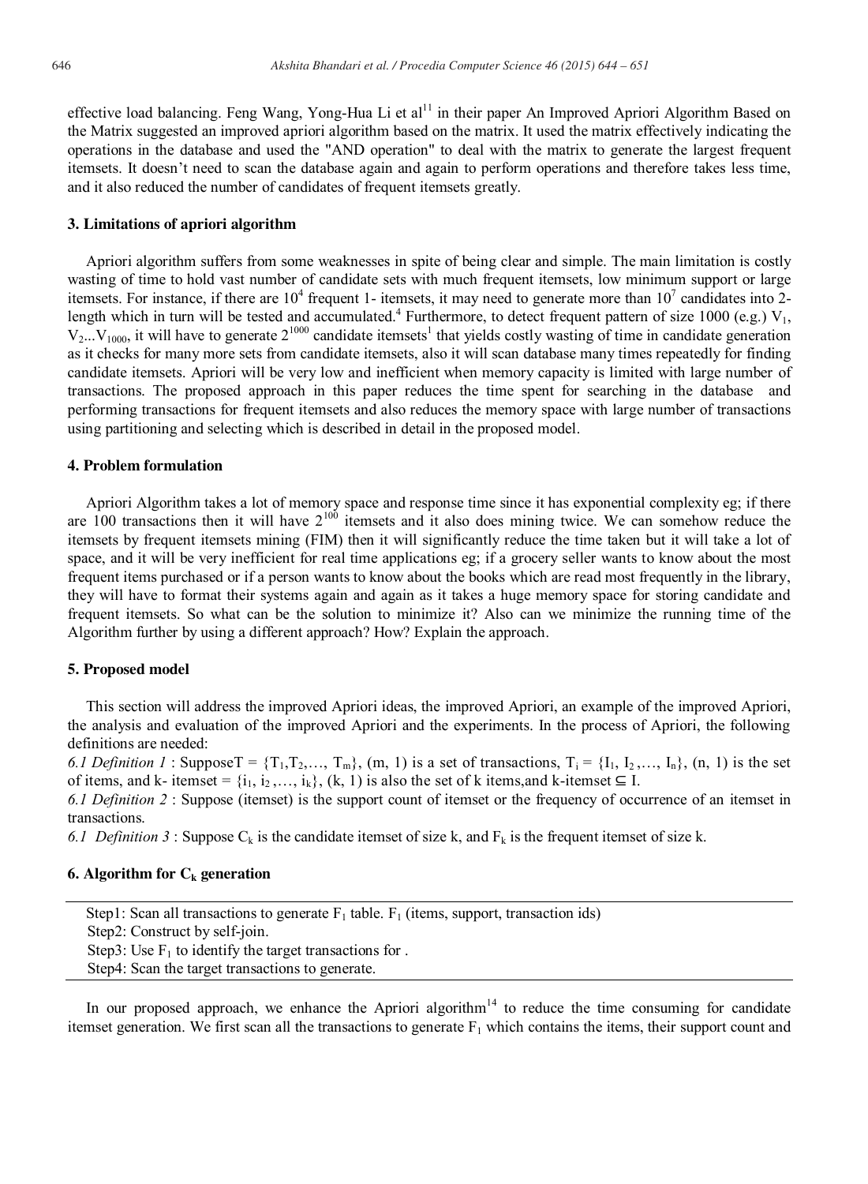effective load balancing. Feng Wang, Yong-Hua Li et al[11] in their paper An Improved Apriori Algorithm Based on the Matrix suggested an improved apriori algorithm based on the matrix. It used the matrix effectively indicating the operations in the database and used the "AND operation" to deal with the matrix to generate the largest frequent itemsets. It doesn't need to scan the database again and again to perform operations and therefore takes less time, and it also reduced the number of candidates of frequent itemsets greatly.

### 3. Limitations of apriori algorithm

Apriori algorithm suffers from some weaknesses in spite of being clear and simple. The main limitation is costly wasting of time to hold vast number of candidate sets with much frequent itemsets, low minimum support or large itemsets. For instance, if there are $10^4$ frequent 1- itemsets, it may need to generate more than $10^7$ candidates into 2-length which in turn will be tested and accumulated.[4] Furthermore, to detect frequent pattern of size 1000 (e.g.) $V_1$, $V_2$...$V_{1000}$, it will have to generate $2^{1000}$ candidate itemsets[1] that yields costly wasting of time in candidate generation as it checks for many more sets from candidate itemsets, also it will scan database many times repeatedly for finding candidate itemsets. Apriori will be very low and inefficient when memory capacity is limited with large number of transactions. The proposed approach in this paper reduces the time spent for searching in the database and performing transactions for frequent itemsets and also reduces the memory space with large number of transactions using partitioning and selecting which is described in detail in the proposed model.

### 4. Problem formulation

Apriori Algorithm takes a lot of memory space and response time since it has exponential complexity eg; if there are 100 transactions then it will have $2^{100}$ itemsets and it also does mining twice. We can somehow reduce the itemsets by frequent itemsets mining (FIM) then it will significantly reduce the time taken but it will take a lot of space, and it will be very inefficient for real time applications eg; if a grocery seller wants to know about the most frequent items purchased or if a person wants to know about the books which are read most frequently in the library, they will have to format their systems again and again as it takes a huge memory space for storing candidate and frequent itemsets. So what can be the solution to minimize it? Also can we minimize the running time of the Algorithm further by using a different approach? How? Explain the approach.

### 5. Proposed model

This section will address the improved Apriori ideas, the improved Apriori, an example of the improved Apriori, the analysis and evaluation of the improved Apriori and the experiments. In the process of Apriori, the following definitions are needed:

*6.1 Definition 1* : SupposeT = $\{T_1, T_2, \ldots, T_m\}$, (m, 1) is a set of transactions, $T_i = \{I_1, I_2, \ldots, I_n\}$, (n, 1) is the set of items, and k- itemset = $\{i_1, i_2, \ldots, i_k\}$, (k, 1) is also the set of k items,and k-itemset $\subseteq$ I.

*6.1 Definition 2* : Suppose (itemset) is the support count of itemset or the frequency of occurrence of an itemset in transactions.

*6.1 Definition 3* : Suppose $C_k$ is the candidate itemset of size k, and $F_k$ is the frequent itemset of size k.

### 6. Algorithm for $C_k$ generation

| |
|---|
| Step1: Scan all transactions to generate $F_1$ table. $F_1$ (items, support, transaction ids) |
| Step2: Construct by self-join. |
| Step3: Use $F_1$ to identify the target transactions for . |
| Step4: Scan the target transactions to generate. |

In our proposed approach, we enhance the Apriori algorithm[14] to reduce the time consuming for candidate itemset generation. We first scan all the transactions to generate $F_1$ which contains the items, their support count and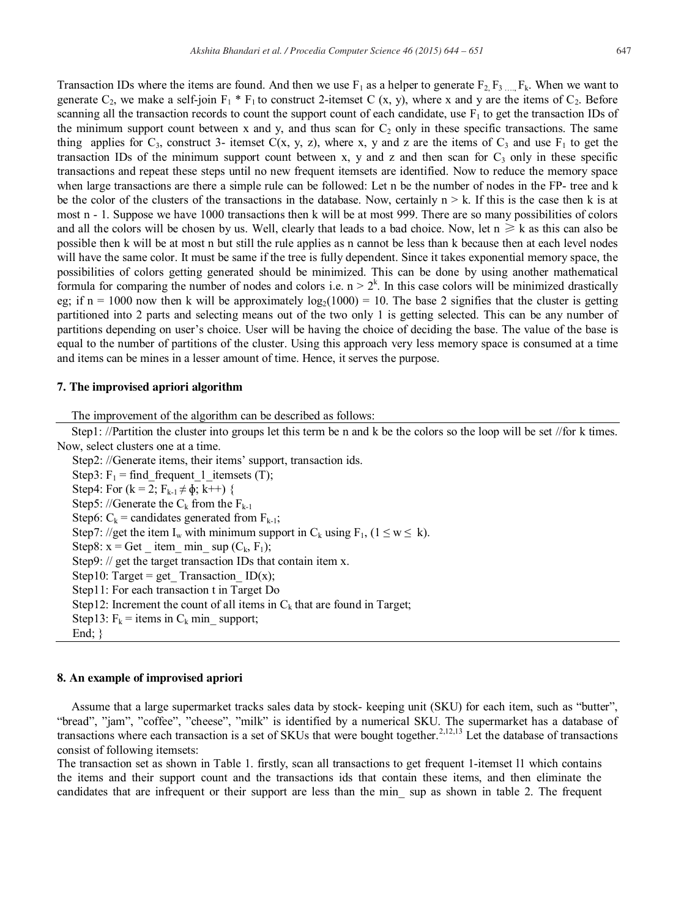Transaction IDs where the items are found. And then we use $F_1$ as a helper to generate $F_2, F_3, ..., F_k$. When we want to generate $C_2$, we make a self-join $F_1 * F_1$ to construct 2-itemset C (x, y), where x and y are the items of $C_2$. Before scanning all the transaction records to count the support count of each candidate, use $F_1$ to get the transaction IDs of the minimum support count between x and y, and thus scan for $C_2$ only in these specific transactions. The same thing applies for $C_3$, construct 3- itemset C(x, y, z), where x, y and z are the items of $C_3$ and use $F_1$ to get the transaction IDs of the minimum support count between x, y and z and then scan for $C_3$ only in these specific transactions and repeat these steps until no new frequent itemsets are identified. Now to reduce the memory space when large transactions are there a simple rule can be followed: Let n be the number of nodes in the FP- tree and k be the color of the clusters of the transactions in the database. Now, certainly $n > k$. If this is the case then k is at most n - 1. Suppose we have 1000 transactions then k will be at most 999. There are so many possibilities of colors and all the colors will be chosen by us. Well, clearly that leads to a bad choice. Now, let $n \geqslant k$ as this can also be possible then k will be at most n but still the rule applies as n cannot be less than k because then at each level nodes will have the same color. It must be same if the tree is fully dependent. Since it takes exponential memory space, the possibilities of colors getting generated should be minimized. This can be done by using another mathematical formula for comparing the number of nodes and colors i.e. $n > 2^k$. In this case colors will be minimized drastically eg; if n = 1000 now then k will be approximately $\log_2(1000) = 10$. The base 2 signifies that the cluster is getting partitioned into 2 parts and selecting means out of the two only 1 is getting selected. This can be any number of partitions depending on user's choice. User will be having the choice of deciding the base. The value of the base is equal to the number of partitions of the cluster. Using this approach very less memory space is consumed at a time and items can be mines in a lesser amount of time. Hence, it serves the purpose.

## 7. The improvised apriori algorithm

The improvement of the algorithm can be described as follows:

Step1: //Partition the cluster into groups let this term be n and k be the colors so the loop will be set //for k times. Now, select clusters one at a time.
Step2: //Generate items, their items' support, transaction ids.
Step3: $F_1$ = find_frequent_1_itemsets (T);
Step4: For ($k = 2$; $F_{k-1} \neq \phi$; k++) {
Step5: //Generate the $C_k$ from the $F_{k-1}$
Step6: $C_k$ = candidates generated from $F_{k-1}$;
Step7: //get the item $I_w$ with minimum support in $C_k$ using $F_1$, ($1 \leq w \leq k$).
Step8: x = Get _ item_ min_ sup ($C_k$, $F_1$);
Step9: // get the target transaction IDs that contain item x.
Step10: Target = get_ Transaction_ ID(x);
Step11: For each transaction t in Target Do
Step12: Increment the count of all items in $C_k$ that are found in Target;
Step13: $F_k$ = items in $C_k$ min_ support;
End; }

## 8. An example of improvised apriori

Assume that a large supermarket tracks sales data by stock- keeping unit (SKU) for each item, such as "butter", "bread", "jam", "coffee", "cheese", "milk" is identified by a numerical SKU. The supermarket has a database of transactions where each transaction is a set of SKUs that were bought together.[2,12,13] Let the database of transactions consist of following itemsets:

The transaction set as shown in Table 1. firstly, scan all transactions to get frequent 1-itemset l1 which contains the items and their support count and the transactions ids that contain these items, and then eliminate the candidates that are infrequent or their support are less than the min_ sup as shown in table 2. The frequent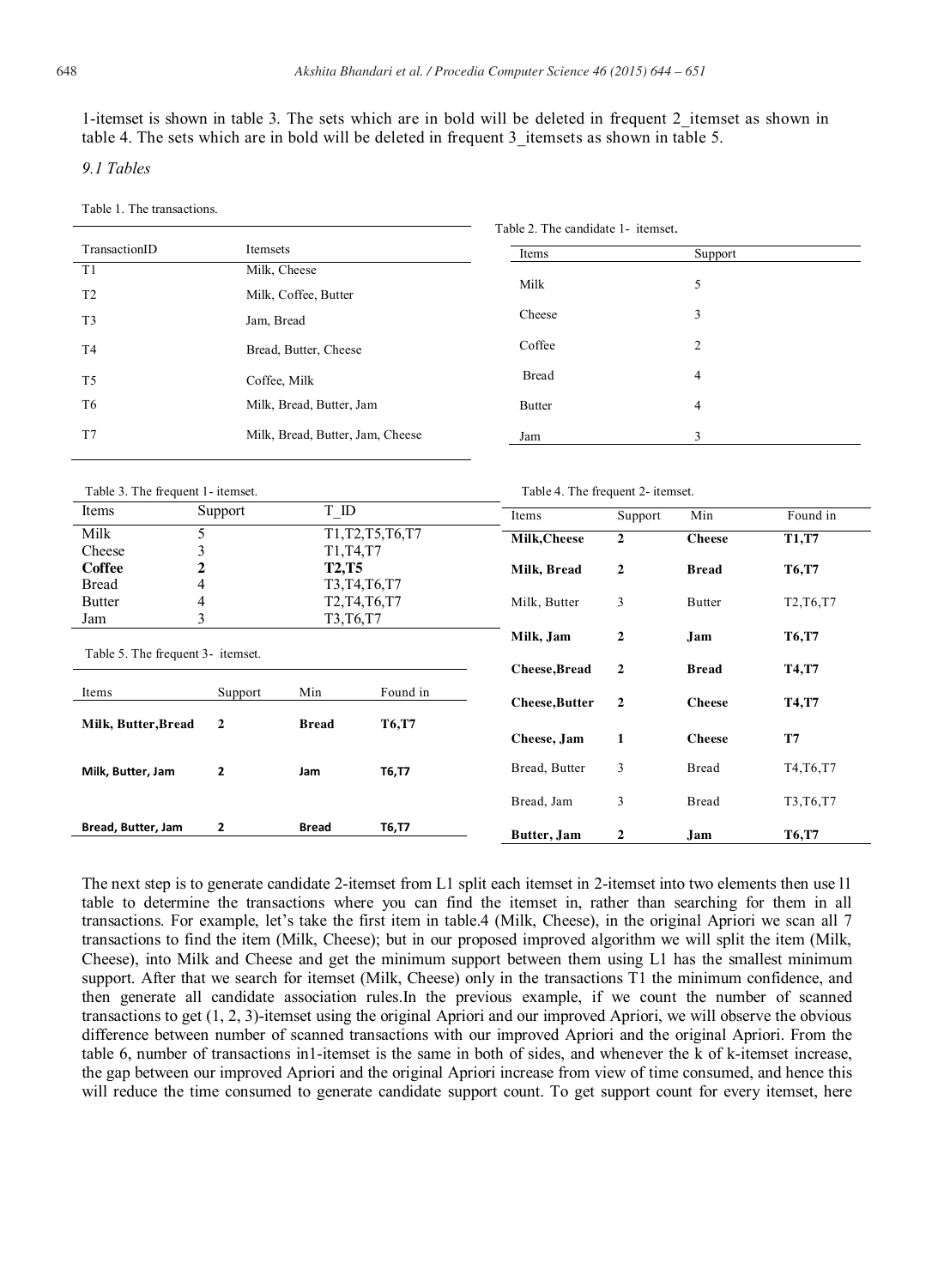1-itemset is shown in table 3. The sets which are in bold will be deleted in frequent 2_itemset as shown in table 4. The sets which are in bold will be deleted in frequent 3_itemsets as shown in table 5.

*9.1 Tables*

Table 1. The transactions.

| TransactionID | Itemsets |
|---|---|
| T1 | Milk, Cheese |
| T2 | Milk, Coffee, Butter |
| T3 | Jam, Bread |
| T4 | Bread, Butter, Cheese |
| T5 | Coffee, Milk |
| T6 | Milk, Bread, Butter, Jam |
| T7 | Milk, Bread, Butter, Jam, Cheese |

Table 2. The candidate 1- itemset.

| Items | Support |
|---|---|
| Milk | 5 |
| Cheese | 3 |
| Coffee | 2 |
| Bread | 4 |
| Butter | 4 |
| Jam | 3 |

Table 3. The frequent 1- itemset.

| Items | Support | T_ID |
|---|---|---|
| Milk | 5 | T1,T2,T5,T6,T7 |
| Cheese | 3 | T1,T4,T7 |
| **Coffee** | **2** | **T2,T5** |
| Bread | 4 | T3,T4,T6,T7 |
| Butter | 4 | T2,T4,T6,T7 |
| Jam | 3 | T3,T6,T7 |

Table 4. The frequent 2- itemset.

| Items | Support | Min | Found in |
|---|---|---|---|
| **Milk,Cheese** | **2** | **Cheese** | **T1,T7** |
| **Milk, Bread** | **2** | **Bread** | **T6,T7** |
| Milk, Butter | 3 | Butter | T2,T6,T7 |
| **Milk, Jam** | **2** | **Jam** | **T6,T7** |
| **Cheese,Bread** | **2** | **Bread** | **T4,T7** |
| **Cheese,Butter** | **2** | **Cheese** | **T4,T7** |
| **Cheese, Jam** | **1** | **Cheese** | **T7** |
| Bread, Butter | 3 | Bread | T4,T6,T7 |
| Bread, Jam | 3 | Bread | T3,T6,T7 |
| **Butter, Jam** | **2** | **Jam** | **T6,T7** |

Table 5. The frequent 3- itemset.

| Items | Support | Min | Found in |
|---|---|---|---|
| **Milk, Butter,Bread** | **2** | **Bread** | **T6,T7** |
| **Milk, Butter, Jam** | **2** | **Jam** | **T6,T7** |
| **Bread, Butter, Jam** | **2** | **Bread** | **T6,T7** |

The next step is to generate candidate 2-itemset from L1 split each itemset in 2-itemset into two elements then use l1 table to determine the transactions where you can find the itemset in, rather than searching for them in all transactions. For example, let's take the first item in table.4 (Milk, Cheese), in the original Apriori we scan all 7 transactions to find the item (Milk, Cheese); but in our proposed improved algorithm we will split the item (Milk, Cheese), into Milk and Cheese and get the minimum support between them using L1 has the smallest minimum support. After that we search for itemset (Milk, Cheese) only in the transactions T1 the minimum confidence, and then generate all candidate association rules.In the previous example, if we count the number of scanned transactions to get (1, 2, 3)-itemset using the original Apriori and our improved Apriori, we will observe the obvious difference between number of scanned transactions with our improved Apriori and the original Apriori. From the table 6, number of transactions in1-itemset is the same in both of sides, and whenever the k of k-itemset increase, the gap between our improved Apriori and the original Apriori increase from view of time consumed, and hence this will reduce the time consumed to generate candidate support count. To get support count for every itemset, here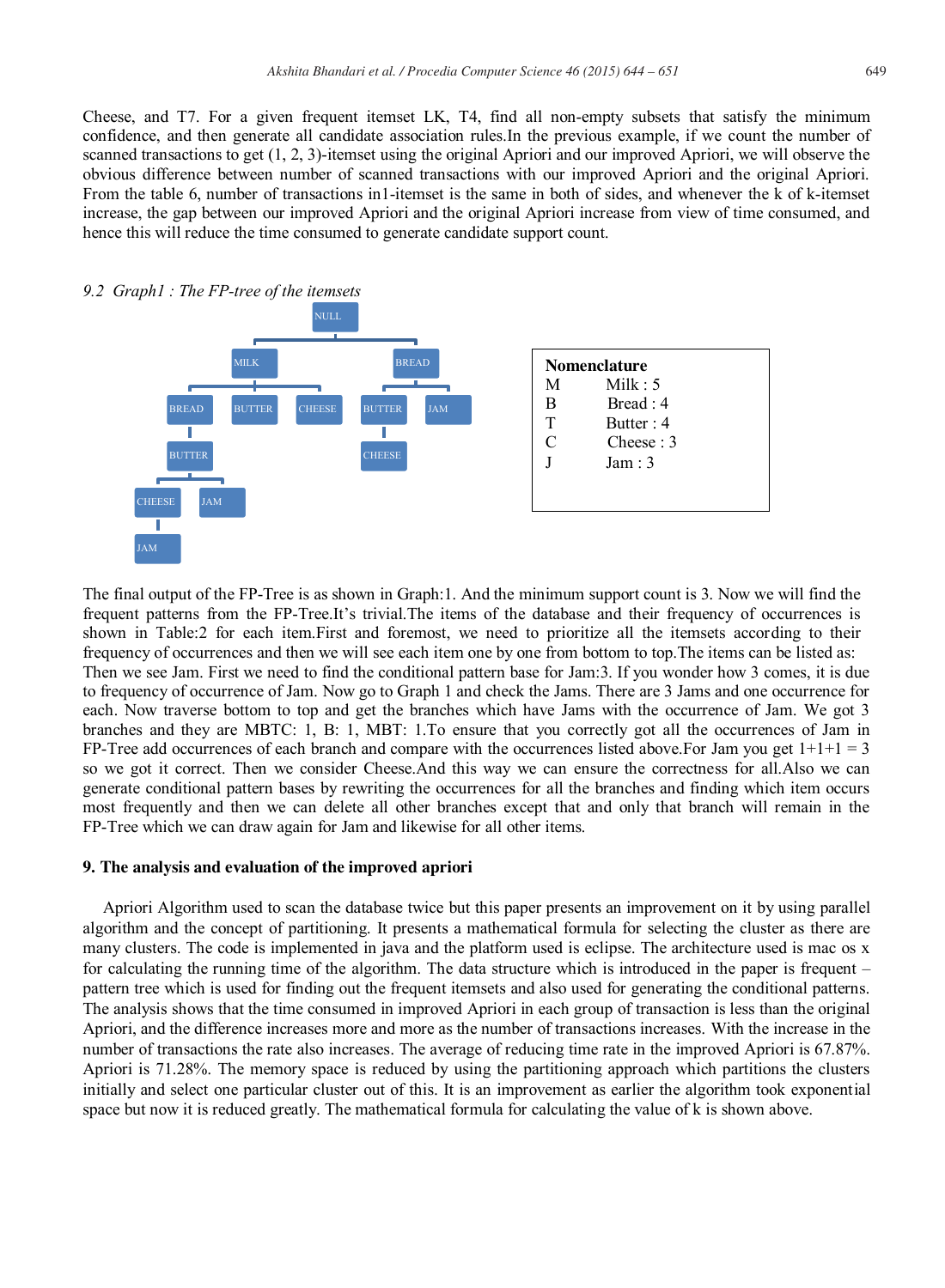Cheese, and T7. For a given frequent itemset LK, T4, find all non-empty subsets that satisfy the minimum confidence, and then generate all candidate association rules.In the previous example, if we count the number of scanned transactions to get (1, 2, 3)-itemset using the original Apriori and our improved Apriori, we will observe the obvious difference between number of scanned transactions with our improved Apriori and the original Apriori. From the table 6, number of transactions in1-itemset is the same in both of sides, and whenever the k of k-itemset increase, the gap between our improved Apriori and the original Apriori increase from view of time consumed, and hence this will reduce the time consumed to generate candidate support count.

*9.2 Graph1 : The FP-tree of the itemsets*

NULL
MILK
BREAD
BREAD
BUTTER
CHEESE
BUTTER
JAM
BUTTER
CHEESE
CHEESE
JAM
JAM

**Nomenclature**
M Milk : 5
B Bread : 4
T Butter : 4
C Cheese : 3
J Jam : 3

The final output of the FP-Tree is as shown in Graph:1. And the minimum support count is 3. Now we will find the frequent patterns from the FP-Tree.It's trivial.The items of the database and their frequency of occurrences is shown in Table:2 for each item.First and foremost, we need to prioritize all the itemsets according to their frequency of occurrences and then we will see each item one by one from bottom to top.The items can be listed as: Then we see Jam. First we need to find the conditional pattern base for Jam:3. If you wonder how 3 comes, it is due to frequency of occurrence of Jam. Now go to Graph 1 and check the Jams. There are 3 Jams and one occurrence for each. Now traverse bottom to top and get the branches which have Jams with the occurrence of Jam. We got 3 branches and they are MBTC: 1, B: 1, MBT: 1.To ensure that you correctly got all the occurrences of Jam in FP-Tree add occurrences of each branch and compare with the occurrences listed above.For Jam you get 1+1+1 = 3 so we got it correct. Then we consider Cheese.And this way we can ensure the correctness for all.Also we can generate conditional pattern bases by rewriting the occurrences for all the branches and finding which item occurs most frequently and then we can delete all other branches except that and only that branch will remain in the FP-Tree which we can draw again for Jam and likewise for all other items.

## 9. The analysis and evaluation of the improved apriori

Apriori Algorithm used to scan the database twice but this paper presents an improvement on it by using parallel algorithm and the concept of partitioning. It presents a mathematical formula for selecting the cluster as there are many clusters. The code is implemented in java and the platform used is eclipse. The architecture used is mac os x for calculating the running time of the algorithm. The data structure which is introduced in the paper is frequent – pattern tree which is used for finding out the frequent itemsets and also used for generating the conditional patterns. The analysis shows that the time consumed in improved Apriori in each group of transaction is less than the original Apriori, and the difference increases more and more as the number of transactions increases. With the increase in the number of transactions the rate also increases. The average of reducing time rate in the improved Apriori is 67.87%. Apriori is 71.28%. The memory space is reduced by using the partitioning approach which partitions the clusters initially and select one particular cluster out of this. It is an improvement as earlier the algorithm took exponential space but now it is reduced greatly. The mathematical formula for calculating the value of k is shown above.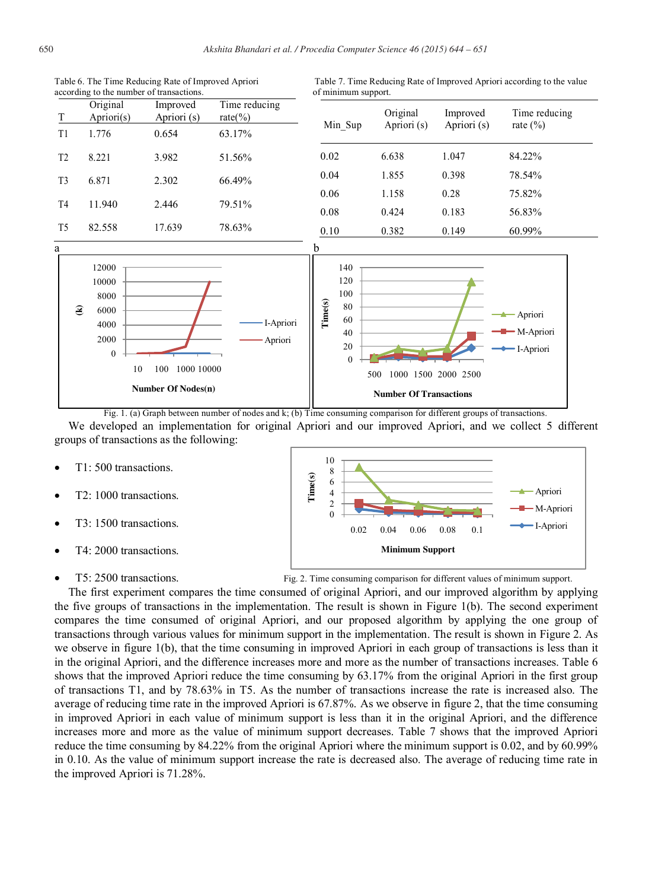Table 6. The Time Reducing Rate of Improved Apriori according to the number of transactions.

| T | Original Apriori(s) | Improved Apriori (s) | Time reducing rate(%) |
|---|---|---|---|
| T1 | 1.776 | 0.654 | 63.17% |
| T2 | 8.221 | 3.982 | 51.56% |
| T3 | 6.871 | 2.302 | 66.49% |
| T4 | 11.940 | 2.446 | 79.51% |
| T5 | 82.558 | 17.639 | 78.63% |

Table 7. Time Reducing Rate of Improved Apriori according to the value of minimum support.

| Min_Sup | Original Apriori (s) | Improved Apriori (s) | Time reducing rate (%) |
|---|---|---|---|
| 0.02 | 6.638 | 1.047 | 84.22% |
| 0.04 | 1.855 | 0.398 | 78.54% |
| 0.06 | 1.158 | 0.28 | 75.82% |
| 0.08 | 0.424 | 0.183 | 56.83% |
| 0.10 | 0.382 | 0.149 | 60.99% |

Fig. 1. (a) Graph between number of nodes and k; (b) Time consuming comparison for different groups of transactions.

We developed an implementation for original Apriori and our improved Apriori, and we collect 5 different groups of transactions as the following:

- T1: 500 transactions.
- T2: 1000 transactions.
- T3: 1500 transactions.
- T4: 2000 transactions.
- T5: 2500 transactions.

Fig. 2. Time consuming comparison for different values of minimum support.

The first experiment compares the time consumed of original Apriori, and our improved algorithm by applying the five groups of transactions in the implementation. The result is shown in Figure 1(b). The second experiment compares the time consumed of original Apriori, and our proposed algorithm by applying the one group of transactions through various values for minimum support in the implementation. The result is shown in Figure 2. As we observe in figure 1(b), that the time consuming in improved Apriori in each group of transactions is less than it in the original Apriori, and the difference increases more and more as the number of transactions increases. Table 6 shows that the improved Apriori reduce the time consuming by 63.17% from the original Apriori in the first group of transactions T1, and by 78.63% in T5. As the number of transactions increase the rate is increased also. The average of reducing time rate in the improved Apriori is 67.87%. As we observe in figure 2, that the time consuming in improved Apriori in each value of minimum support is less than it in the original Apriori, and the difference increases more and more as the value of minimum support decreases. Table 7 shows that the improved Apriori reduce the time consuming by 84.22% from the original Apriori where the minimum support is 0.02, and by 60.99% in 0.10. As the value of minimum support increase the rate is decreased also. The average of reducing time rate in the improved Apriori is 71.28%.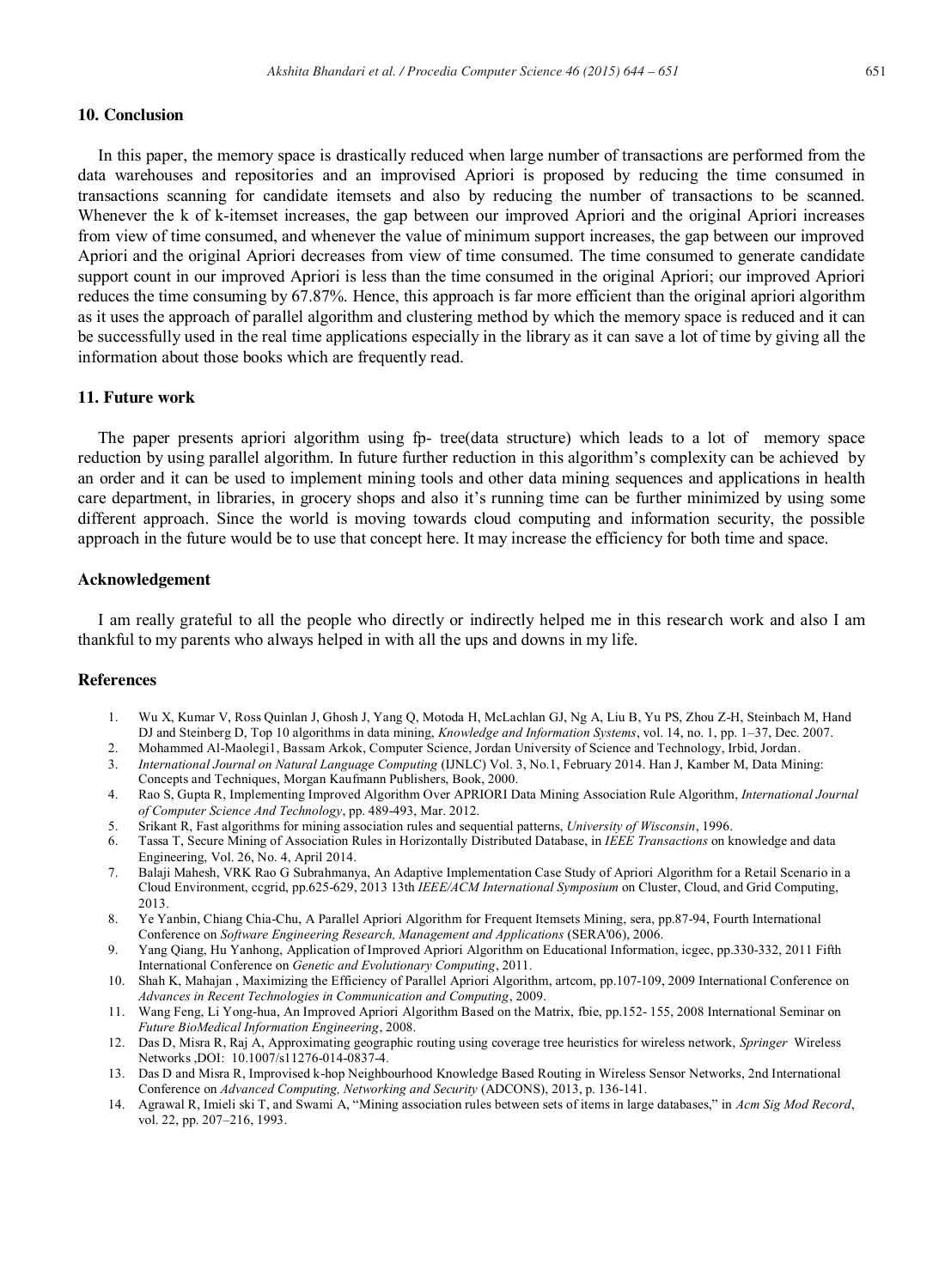## 10. Conclusion

In this paper, the memory space is drastically reduced when large number of transactions are performed from the data warehouses and repositories and an improvised Apriori is proposed by reducing the time consumed in transactions scanning for candidate itemsets and also by reducing the number of transactions to be scanned. Whenever the k of k-itemset increases, the gap between our improved Apriori and the original Apriori increases from view of time consumed, and whenever the value of minimum support increases, the gap between our improved Apriori and the original Apriori decreases from view of time consumed. The time consumed to generate candidate support count in our improved Apriori is less than the time consumed in the original Apriori; our improved Apriori reduces the time consuming by 67.87%. Hence, this approach is far more efficient than the original apriori algorithm as it uses the approach of parallel algorithm and clustering method by which the memory space is reduced and it can be successfully used in the real time applications especially in the library as it can save a lot of time by giving all the information about those books which are frequently read.

## 11. Future work

The paper presents apriori algorithm using fp- tree(data structure) which leads to a lot of memory space reduction by using parallel algorithm. In future further reduction in this algorithm's complexity can be achieved by an order and it can be used to implement mining tools and other data mining sequences and applications in health care department, in libraries, in grocery shops and also it's running time can be further minimized by using some different approach. Since the world is moving towards cloud computing and information security, the possible approach in the future would be to use that concept here. It may increase the efficiency for both time and space.

## Acknowledgement

I am really grateful to all the people who directly or indirectly helped me in this research work and also I am thankful to my parents who always helped in with all the ups and downs in my life.

## References

1. Wu X, Kumar V, Ross Quinlan J, Ghosh J, Yang Q, Motoda H, McLachlan GJ, Ng A, Liu B, Yu PS, Zhou Z-H, Steinbach M, Hand DJ and Steinberg D, Top 10 algorithms in data mining, *Knowledge and Information Systems*, vol. 14, no. 1, pp. 1–37, Dec. 2007.
2. Mohammed Al-Maolegi1, Bassam Arkok, Computer Science, Jordan University of Science and Technology, Irbid, Jordan.
3. *International Journal on Natural Language Computing* (IJNLC) Vol. 3, No.1, February 2014. Han J, Kamber M, Data Mining: Concepts and Techniques, Morgan Kaufmann Publishers, Book, 2000.
4. Rao S, Gupta R, Implementing Improved Algorithm Over APRIORI Data Mining Association Rule Algorithm, *International Journal of Computer Science And Technology*, pp. 489-493, Mar. 2012.
5. Srikant R, Fast algorithms for mining association rules and sequential patterns, *University of Wisconsin*, 1996.
6. Tassa T, Secure Mining of Association Rules in Horizontally Distributed Database, in *IEEE Transactions* on knowledge and data Engineering, Vol. 26, No. 4, April 2014.
7. Balaji Mahesh, VRK Rao G Subrahmanya, An Adaptive Implementation Case Study of Apriori Algorithm for a Retail Scenario in a Cloud Environment, ccgrid, pp.625-629, 2013 13th *IEEE/ACM International Symposium* on Cluster, Cloud, and Grid Computing, 2013.
8. Ye Yanbin, Chiang Chia-Chu, A Parallel Apriori Algorithm for Frequent Itemsets Mining, sera, pp.87-94, Fourth International Conference on *Software Engineering Research, Management and Applications* (SERA'06), 2006.
9. Yang Qiang, Hu Yanhong, Application of Improved Apriori Algorithm on Educational Information, icgec, pp.330-332, 2011 Fifth International Conference on *Genetic and Evolutionary Computing*, 2011.
10. Shah K, Mahajan , Maximizing the Efficiency of Parallel Apriori Algorithm, artcom, pp.107-109, 2009 International Conference on *Advances in Recent Technologies in Communication and Computing*, 2009.
11. Wang Feng, Li Yong-hua, An Improved Apriori Algorithm Based on the Matrix, fbie, pp.152- 155, 2008 International Seminar on *Future BioMedical Information Engineering*, 2008.
12. Das D, Misra R, Raj A, Approximating geographic routing using coverage tree heuristics for wireless network, *Springer* Wireless Networks ,DOI: 10.1007/s11276-014-0837-4.
13. Das D and Misra R, Improvised k-hop Neighbourhood Knowledge Based Routing in Wireless Sensor Networks, 2nd International Conference on *Advanced Computing, Networking and Security* (ADCONS), 2013, p. 136-141.
14. Agrawal R, Imieli ski T, and Swami A, "Mining association rules between sets of items in large databases," in *Acm Sig Mod Record*, vol. 22, pp. 207–216, 1993.